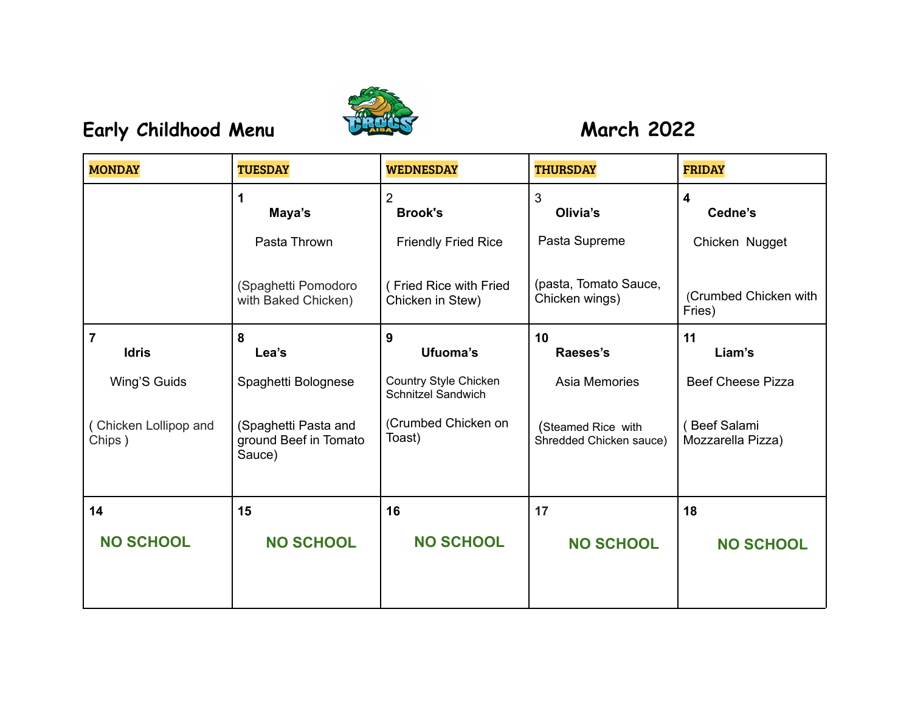# Early Childhood Menu

# March 2022

| MONDAY | TUESDAY | WEDNESDAY | THURSDAY | FRIDAY |
| --- | --- | --- | --- | --- |
| | **1**<br>**Maya's**<br>Pasta Thrown<br>(Spaghetti Pomodoro with Baked Chicken) | 2<br>**Brook's**<br>Friendly Fried Rice<br>( Fried Rice with Fried Chicken in Stew) | 3<br>**Olivia's**<br>Pasta Supreme<br>(pasta, Tomato Sauce, Chicken wings) | **4**<br>**Cedne's**<br>Chicken Nugget<br>(Crumbed Chicken with Fries) |
| **7**<br>**Idris**<br>Wing'S Guids<br>( Chicken Lollipop and Chips ) | **8**<br>**Lea's**<br>Spaghetti Bolognese<br>(Spaghetti Pasta and ground Beef in Tomato Sauce) | **9**<br>**Ufuoma's**<br>Country Style Chicken Schnitzel Sandwich<br>(Crumbed Chicken on Toast) | **10**<br>**Raeses's**<br>Asia Memories<br>(Steamed Rice with Shredded Chicken sauce) | **11**<br>**Liam's**<br>Beef Cheese Pizza<br>( Beef Salami Mozzarella Pizza) |
| **14**<br>**NO SCHOOL** | **15**<br>**NO SCHOOL** | **16**<br>**NO SCHOOL** | **17**<br>**NO SCHOOL** | **18**<br>**NO SCHOOL** |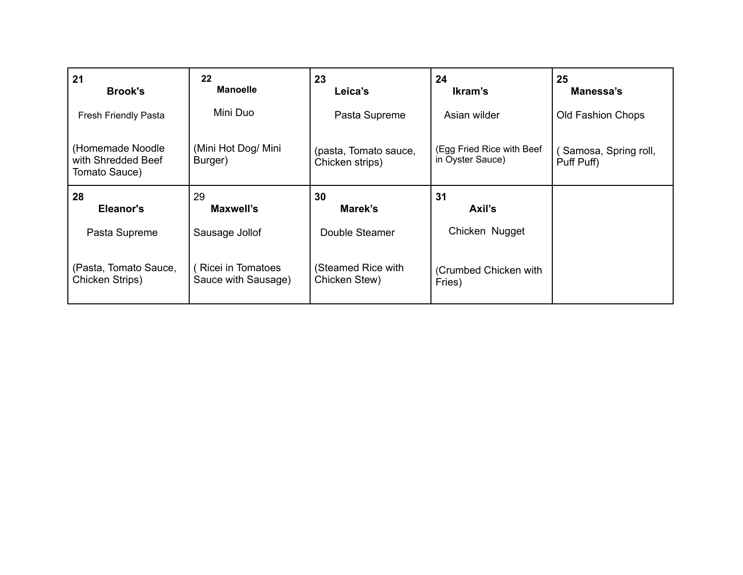| | | | | |
|---|---|---|---|---|
| **21** **Brook's** Fresh Friendly Pasta (Homemade Noodle with Shredded Beef Tomato Sauce) | **22** **Manoelle** Mini Duo (Mini Hot Dog/ Mini Burger) | **23** **Leica's** Pasta Supreme (pasta, Tomato sauce, Chicken strips) | **24** **Ikram's** Asian wilder (Egg Fried Rice with Beef in Oyster Sauce) | **25** **Manessa's** Old Fashion Chops ( Samosa, Spring roll, Puff Puff) |
| **28** **Eleanor's** Pasta Supreme (Pasta, Tomato Sauce, Chicken Strips) | 29 **Maxwell's** Sausage Jollof ( Ricei in Tomatoes Sauce with Sausage) | **30** **Marek's** Double Steamer (Steamed Rice with Chicken Stew) | **31** **Axil's** Chicken Nugget (Crumbed Chicken with Fries) | |